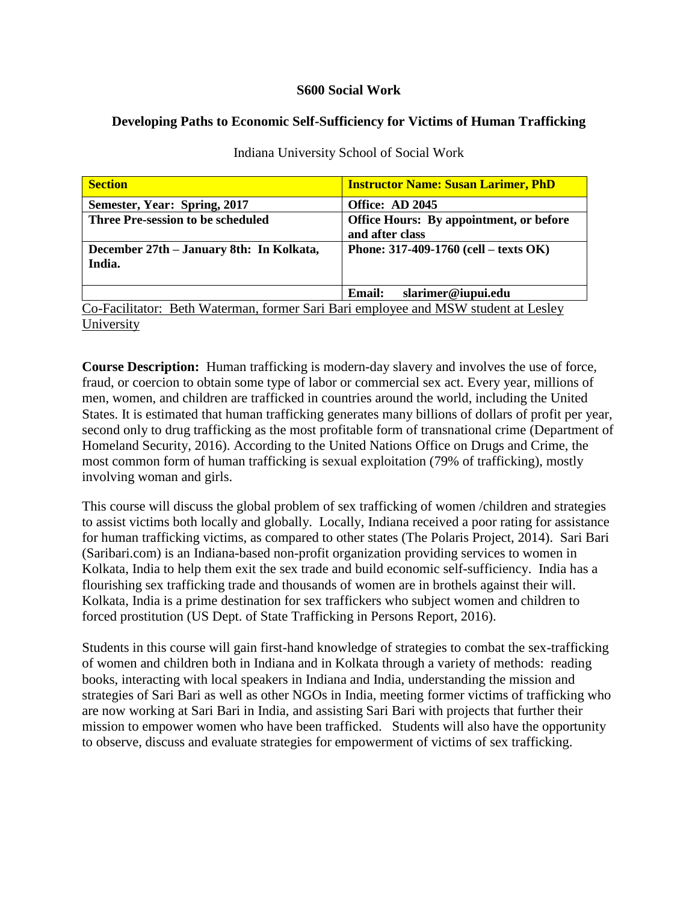# S600 Social Work

## Developing Paths to Economic Self-Sufficiency for Victims of Human Trafficking

Indiana University School of Social Work

| **Section** | **Instructor Name: Susan Larimer, PhD** |
| --- | --- |
| **Semester, Year: Spring, 2017** | **Office: AD 2045** |
| **Three Pre-session to be scheduled** | **Office Hours: By appointment, or before and after class** |
| **December 27th – January 8th: In Kolkata, India.** | **Phone: 317-409-1760 (cell – texts OK)** |
| | **Email: slarimer@iupui.edu** |

Co-Facilitator: Beth Waterman, former Sari Bari employee and MSW student at Lesley University

**Course Description:** Human trafficking is modern-day slavery and involves the use of force, fraud, or coercion to obtain some type of labor or commercial sex act. Every year, millions of men, women, and children are trafficked in countries around the world, including the United States. It is estimated that human trafficking generates many billions of dollars of profit per year, second only to drug trafficking as the most profitable form of transnational crime (Department of Homeland Security, 2016). According to the United Nations Office on Drugs and Crime, the most common form of human trafficking is sexual exploitation (79% of trafficking), mostly involving woman and girls.

This course will discuss the global problem of sex trafficking of women /children and strategies to assist victims both locally and globally. Locally, Indiana received a poor rating for assistance for human trafficking victims, as compared to other states (The Polaris Project, 2014). Sari Bari (Saribari.com) is an Indiana-based non-profit organization providing services to women in Kolkata, India to help them exit the sex trade and build economic self-sufficiency. India has a flourishing sex trafficking trade and thousands of women are in brothels against their will. Kolkata, India is a prime destination for sex traffickers who subject women and children to forced prostitution (US Dept. of State Trafficking in Persons Report, 2016).

Students in this course will gain first-hand knowledge of strategies to combat the sex-trafficking of women and children both in Indiana and in Kolkata through a variety of methods: reading books, interacting with local speakers in Indiana and India, understanding the mission and strategies of Sari Bari as well as other NGOs in India, meeting former victims of trafficking who are now working at Sari Bari in India, and assisting Sari Bari with projects that further their mission to empower women who have been trafficked. Students will also have the opportunity to observe, discuss and evaluate strategies for empowerment of victims of sex trafficking.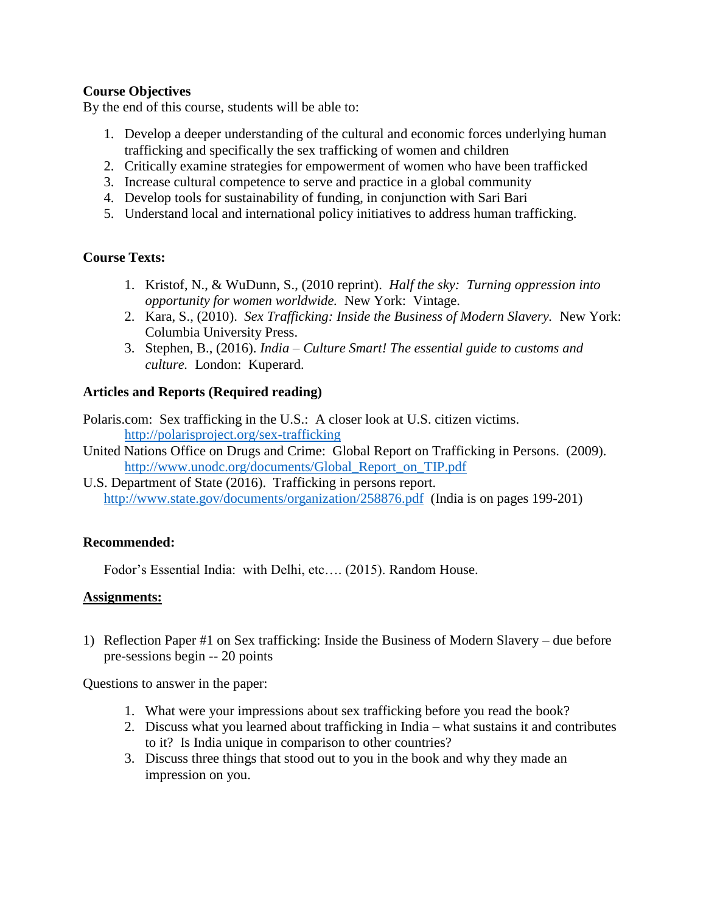**Course Objectives**
By the end of this course, students will be able to:

1. Develop a deeper understanding of the cultural and economic forces underlying human trafficking and specifically the sex trafficking of women and children
2. Critically examine strategies for empowerment of women who have been trafficked
3. Increase cultural competence to serve and practice in a global community
4. Develop tools for sustainability of funding, in conjunction with Sari Bari
5. Understand local and international policy initiatives to address human trafficking.

**Course Texts:**

1. Kristof, N., & WuDunn, S., (2010 reprint). *Half the sky: Turning oppression into opportunity for women worldwide.* New York: Vintage.
2. Kara, S., (2010). *Sex Trafficking: Inside the Business of Modern Slavery.* New York: Columbia University Press.
3. Stephen, B., (2016). *India – Culture Smart! The essential guide to customs and culture.* London: Kuperard.

**Articles and Reports (Required reading)**

Polaris.com: Sex trafficking in the U.S.: A closer look at U.S. citizen victims. [http://polarisproject.org/sex-trafficking](http://polarisproject.org/sex-trafficking)

United Nations Office on Drugs and Crime: Global Report on Trafficking in Persons. (2009). [http://www.unodc.org/documents/Global_Report_on_TIP.pdf](http://www.unodc.org/documents/Global_Report_on_TIP.pdf)

U.S. Department of State (2016). Trafficking in persons report. [http://www.state.gov/documents/organization/258876.pdf](http://www.state.gov/documents/organization/258876.pdf) (India is on pages 199-201)

**Recommended:**

Fodor's Essential India: with Delhi, etc…. (2015). Random House.

**<u>Assignments:</u>**

1) Reflection Paper #1 on Sex trafficking: Inside the Business of Modern Slavery – due before pre-sessions begin -- 20 points

Questions to answer in the paper:

1. What were your impressions about sex trafficking before you read the book?
2. Discuss what you learned about trafficking in India – what sustains it and contributes to it? Is India unique in comparison to other countries?
3. Discuss three things that stood out to you in the book and why they made an impression on you.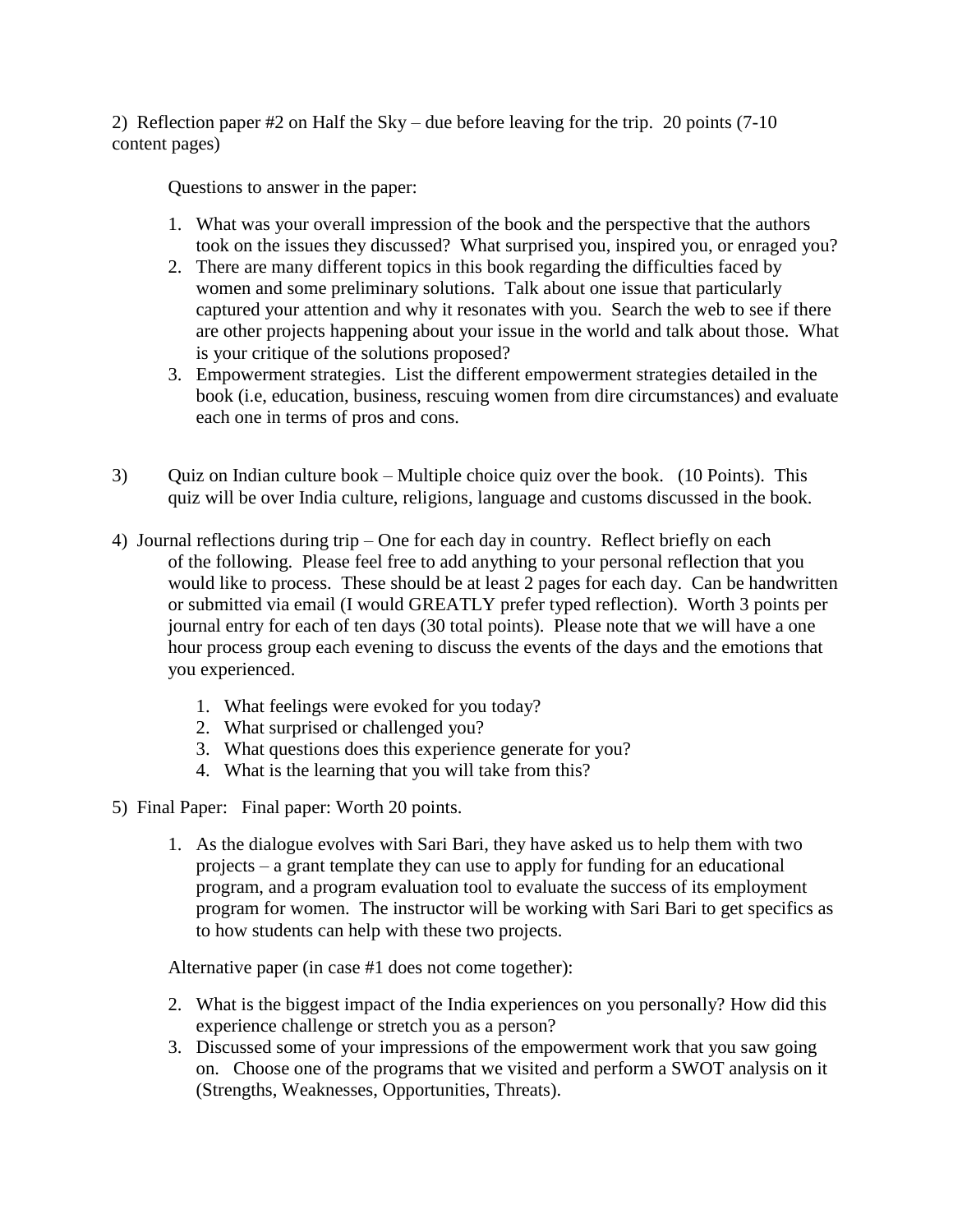2) Reflection paper #2 on Half the Sky – due before leaving for the trip. 20 points (7-10 content pages)

Questions to answer in the paper:

1. What was your overall impression of the book and the perspective that the authors took on the issues they discussed? What surprised you, inspired you, or enraged you?
2. There are many different topics in this book regarding the difficulties faced by women and some preliminary solutions. Talk about one issue that particularly captured your attention and why it resonates with you. Search the web to see if there are other projects happening about your issue in the world and talk about those. What is your critique of the solutions proposed?
3. Empowerment strategies. List the different empowerment strategies detailed in the book (i.e, education, business, rescuing women from dire circumstances) and evaluate each one in terms of pros and cons.

3) Quiz on Indian culture book – Multiple choice quiz over the book. (10 Points). This quiz will be over India culture, religions, language and customs discussed in the book.

4) Journal reflections during trip – One for each day in country. Reflect briefly on each of the following. Please feel free to add anything to your personal reflection that you would like to process. These should be at least 2 pages for each day. Can be handwritten or submitted via email (I would GREATLY prefer typed reflection). Worth 3 points per journal entry for each of ten days (30 total points). Please note that we will have a one hour process group each evening to discuss the events of the days and the emotions that you experienced.

1. What feelings were evoked for you today?
2. What surprised or challenged you?
3. What questions does this experience generate for you?
4. What is the learning that you will take from this?

5) Final Paper: Final paper: Worth 20 points.

1. As the dialogue evolves with Sari Bari, they have asked us to help them with two projects – a grant template they can use to apply for funding for an educational program, and a program evaluation tool to evaluate the success of its employment program for women. The instructor will be working with Sari Bari to get specifics as to how students can help with these two projects.

Alternative paper (in case #1 does not come together):

2. What is the biggest impact of the India experiences on you personally? How did this experience challenge or stretch you as a person?
3. Discussed some of your impressions of the empowerment work that you saw going on. Choose one of the programs that we visited and perform a SWOT analysis on it (Strengths, Weaknesses, Opportunities, Threats).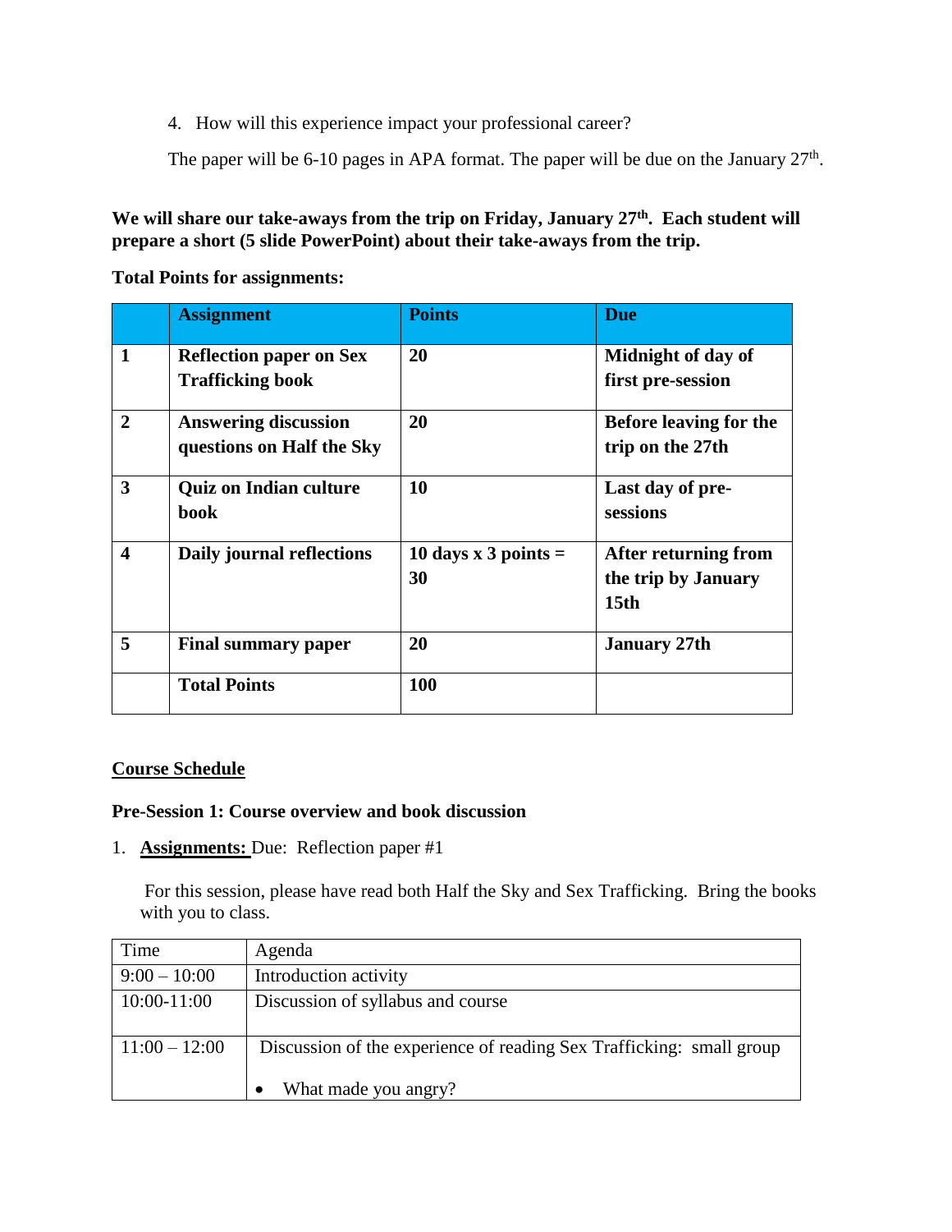4. How will this experience impact your professional career?

The paper will be 6-10 pages in APA format. The paper will be due on the January 27th.

**We will share our take-aways from the trip on Friday, January 27th. Each student will prepare a short (5 slide PowerPoint) about their take-aways from the trip.**

**Total Points for assignments:**

| | Assignment | Points | Due |
|---|---|---|---|
| **1** | **Reflection paper on Sex Trafficking book** | **20** | **Midnight of day of first pre-session** |
| **2** | **Answering discussion questions on Half the Sky** | **20** | **Before leaving for the trip on the 27th** |
| **3** | **Quiz on Indian culture book** | **10** | **Last day of pre-sessions** |
| **4** | **Daily journal reflections** | **10 days x 3 points = 30** | **After returning from the trip by January 15th** |
| **5** | **Final summary paper** | **20** | **January 27th** |
| | **Total Points** | **100** | |

## Course Schedule

**Pre-Session 1: Course overview and book discussion**

1. **Assignments:** Due: Reflection paper #1

   For this session, please have read both Half the Sky and Sex Trafficking. Bring the books with you to class.

| Time | Agenda |
|---|---|
| 9:00 – 10:00 | Introduction activity |
| 10:00-11:00 | Discussion of syllabus and course |
| 11:00 – 12:00 | Discussion of the experience of reading Sex Trafficking: small group<br>• What made you angry? |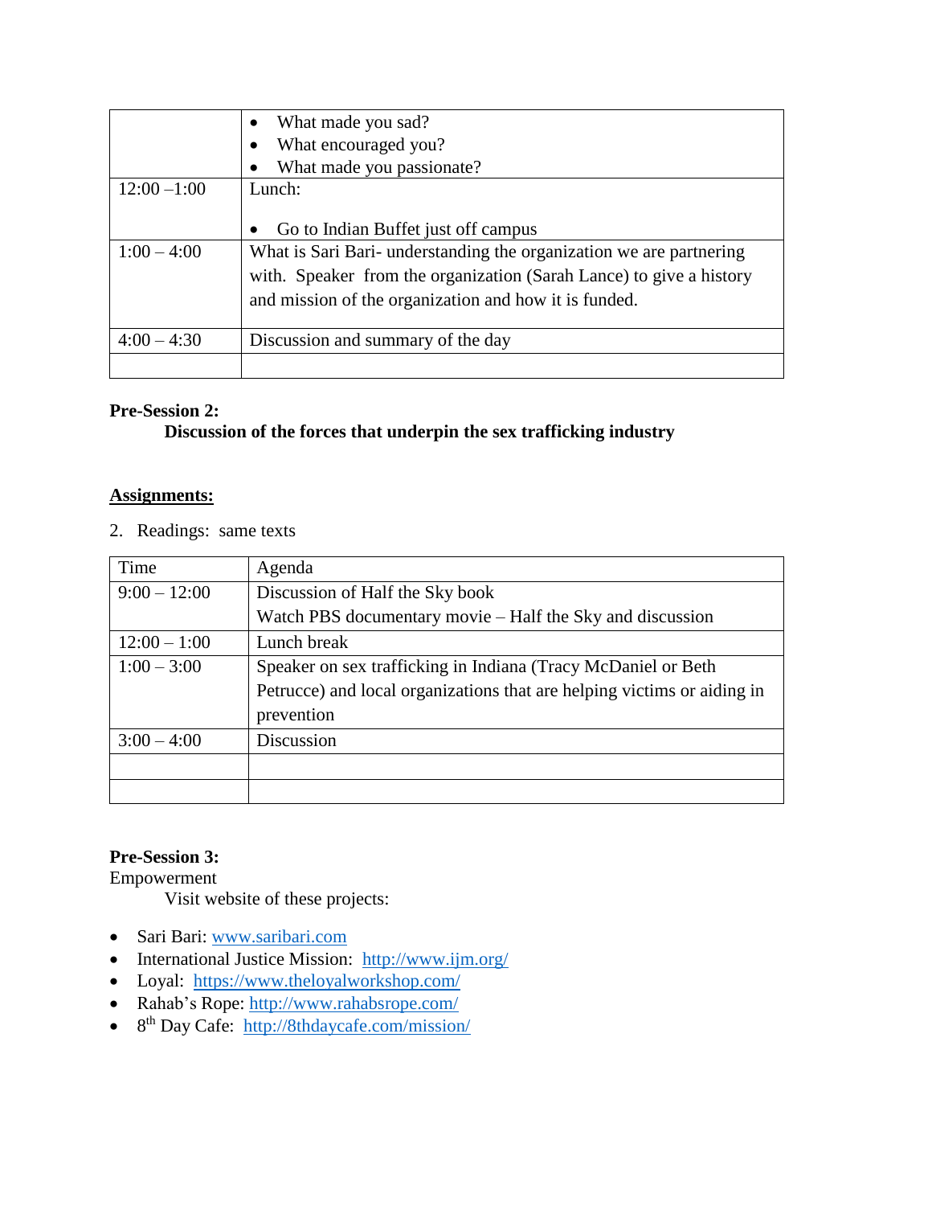|  |  |
|---|---|
|  | • What made you sad?<br>• What encouraged you?<br>• What made you passionate? |
| 12:00 –1:00 | Lunch:<br><br>• Go to Indian Buffet just off campus |
| 1:00 – 4:00 | What is Sari Bari- understanding the organization we are partnering with. Speaker from the organization (Sarah Lance) to give a history and mission of the organization and how it is funded. |
| 4:00 – 4:30 | Discussion and summary of the day |
|  |  |

**Pre-Session 2:**

**Discussion of the forces that underpin the sex trafficking industry**

**Assignments:**

2. Readings: same texts

| Time | Agenda |
|---|---|
| 9:00 – 12:00 | Discussion of Half the Sky book<br>Watch PBS documentary movie – Half the Sky and discussion |
| 12:00 – 1:00 | Lunch break |
| 1:00 – 3:00 | Speaker on sex trafficking in Indiana (Tracy McDaniel or Beth Petrucce) and local organizations that are helping victims or aiding in prevention |
| 3:00 – 4:00 | Discussion |
|  |  |
|  |  |

**Pre-Session 3:**

Empowerment

Visit website of these projects:

- Sari Bari: www.saribari.com
- International Justice Mission: http://www.ijm.org/
- Loyal: https://www.theloyalworkshop.com/
- Rahab's Rope: http://www.rahabsrope.com/
- 8th Day Cafe: http://8thdaycafe.com/mission/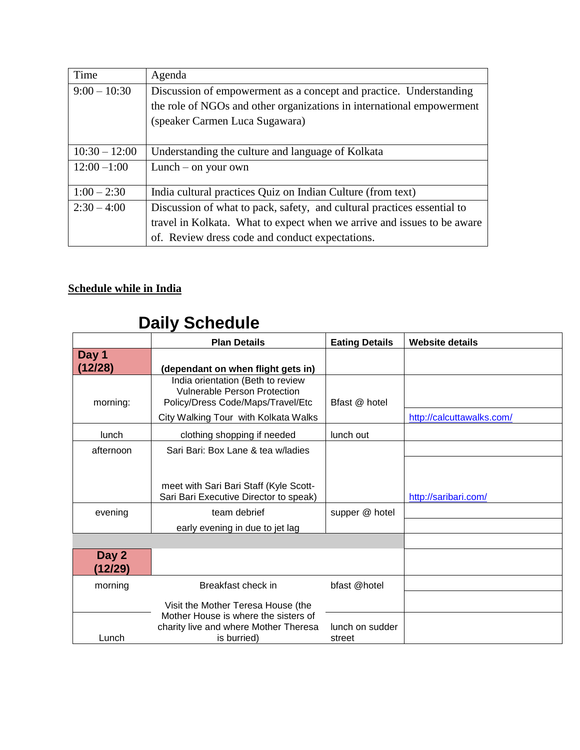| Time | Agenda |
|---|---|
| 9:00 – 10:30 | Discussion of empowerment as a concept and practice. Understanding the role of NGOs and other organizations in international empowerment (speaker Carmen Luca Sugawara) |
| 10:30 – 12:00 | Understanding the culture and language of Kolkata |
| 12:00 –1:00 | Lunch – on your own |
| 1:00 – 2:30 | India cultural practices Quiz on Indian Culture (from text) |
| 2:30 – 4:00 | Discussion of what to pack, safety, and cultural practices essential to travel in Kolkata. What to expect when we arrive and issues to be aware of. Review dress code and conduct expectations. |

**<u>Schedule while in India</u>**

## Daily Schedule

| | Plan Details | Eating Details | Website details |
|---|---|---|---|
| **Day 1 (12/28)** | **(dependant on when flight gets in)** | | |
| morning: | India orientation (Beth to review Vulnerable Person Protection Policy/Dress Code/Maps/Travel/Etc | Bfast @ hotel | |
| | City Walking Tour with Kolkata Walks | | http://calcuttawalks.com/ |
| lunch | clothing shopping if needed | lunch out | |
| afternoon | Sari Bari: Box Lane & tea w/ladies | | |
| | meet with Sari Bari Staff (Kyle Scott- Sari Bari Executive Director to speak) | | http://saribari.com/ |
| evening | team debrief | supper @ hotel | |
| | early evening in due to jet lag | | |
| | | | |
| **Day 2 (12/29)** | | | |
| morning | Breakfast check in | bfast @hotel | |
| | Visit the Mother Teresa House (the Mother House is where the sisters of charity live and where Mother Theresa is burried) | | |
| Lunch | | lunch on sudder street | |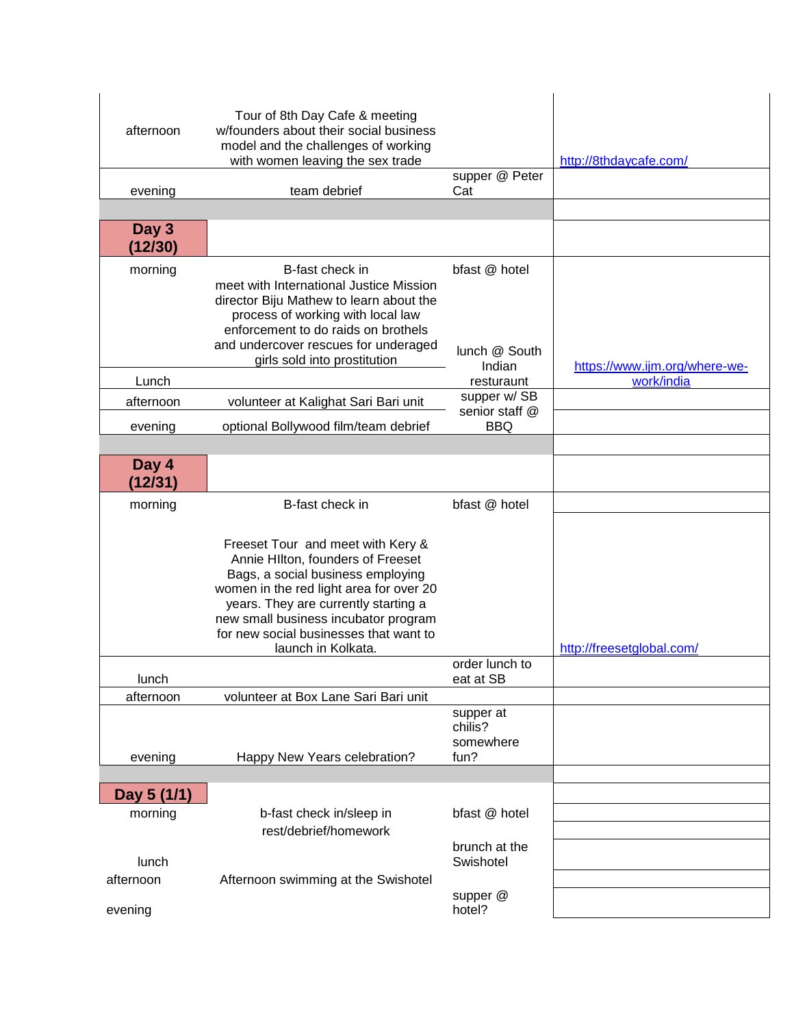| | | | |
|---|---|---|---|
| afternoon | Tour of 8th Day Cafe & meeting w/founders about their social business model and the challenges of working with women leaving the sex trade | | http://8thdaycafe.com/ |
| evening | team debrief | supper @ Peter Cat | |
| | | | |
| **Day 3 (12/30)** | | | |
| morning | B-fast check in<br>meet with International Justice Mission director Biju Mathew to learn about the process of working with local law enforcement to do raids on brothels and undercover rescues for underaged girls sold into prostitution | bfast @ hotel | |
| Lunch | | lunch @ South Indian resturaunt | https://www.ijm.org/where-we-work/india |
| afternoon | volunteer at Kalighat Sari Bari unit | supper w/ SB senior staff @ BBQ | |
| evening | optional Bollywood film/team debrief | | |
| | | | |
| **Day 4 (12/31)** | | | |
| morning | B-fast check in | bfast @ hotel | |
| | Freeset Tour and meet with Kery & Annie HIlton, founders of Freeset Bags, a social business employing women in the red light area for over 20 years. They are currently starting a new small business incubator program for new social businesses that want to launch in Kolkata. | | http://freesetglobal.com/ |
| lunch | | order lunch to eat at SB | |
| afternoon | volunteer at Box Lane Sari Bari unit | | |
| evening | Happy New Years celebration? | supper at chilis? somewhere fun? | |
| | | | |
| **Day 5 (1/1)** | | | |
| morning | b-fast check in/sleep in<br>rest/debrief/homework | bfast @ hotel | |
| lunch | | brunch at the Swishotel | |
| afternoon | Afternoon swimming at the Swishotel | | |
| evening | | supper @ hotel? | |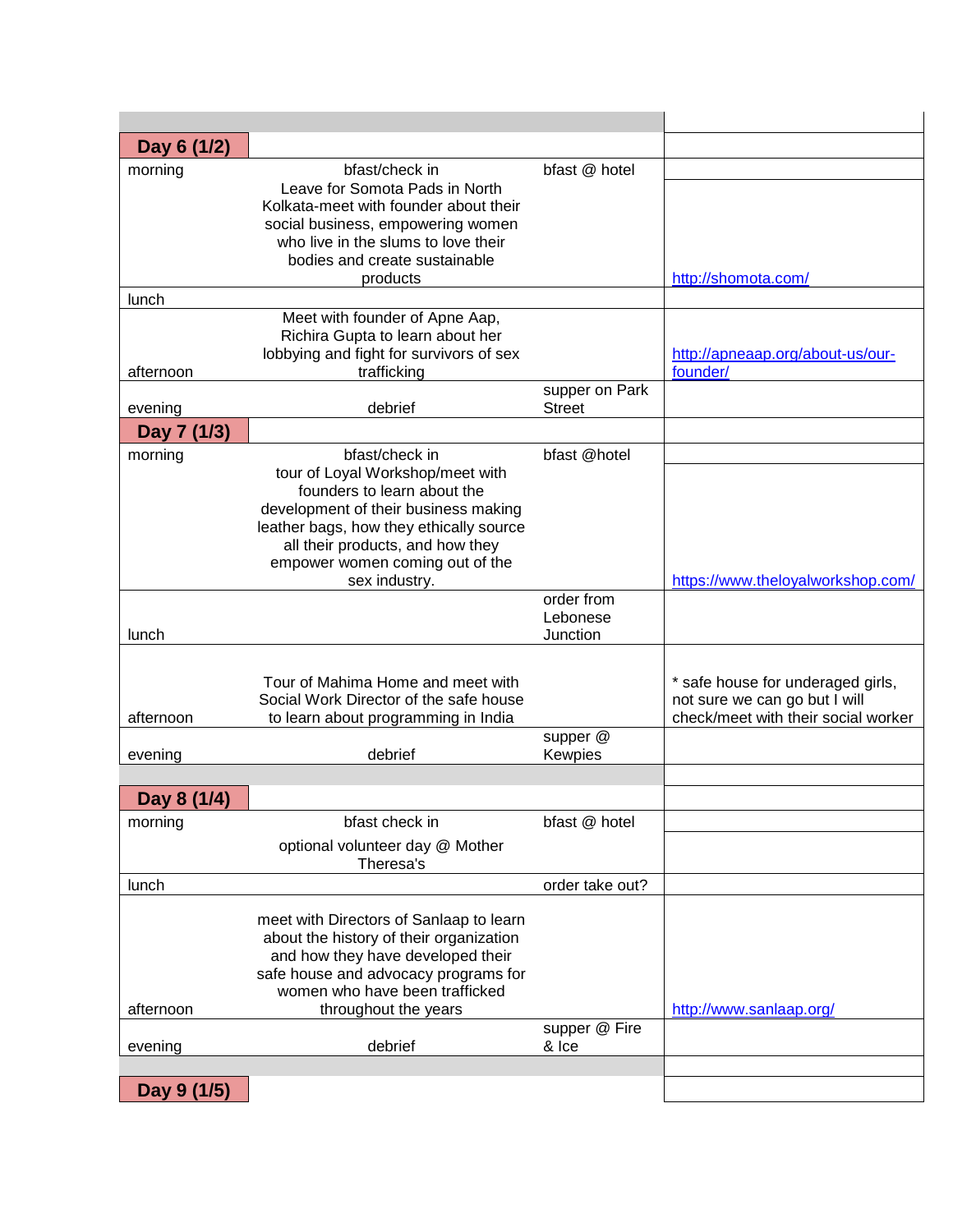| | | | |
|---|---|---|---|
| **Day 6 (1/2)** | | | |
| morning | bfast/check in | bfast @ hotel | |
| | Leave for Somota Pads in North Kolkata-meet with founder about their social business, empowering women who live in the slums to love their bodies and create sustainable products | | http://shomota.com/ |
| lunch | | | |
| afternoon | Meet with founder of Apne Aap, Richira Gupta to learn about her lobbying and fight for survivors of sex trafficking | | http://apneaap.org/about-us/our-founder/ |
| evening | debrief | supper on Park Street | |
| **Day 7 (1/3)** | | | |
| morning | bfast/check in | bfast @hotel | |
| | tour of Loyal Workshop/meet with founders to learn about the development of their business making leather bags, how they ethically source all their products, and how they empower women coming out of the sex industry. | | https://www.theloyalworkshop.com/ |
| lunch | | order from Lebonese Junction | |
| afternoon | Tour of Mahima Home and meet with Social Work Director of the safe house to learn about programming in India | | * safe house for underaged girls, not sure we can go but I will check/meet with their social worker |
| evening | debrief | supper @ Kewpies | |
| **Day 8 (1/4)** | | | |
| morning | bfast check in | bfast @ hotel | |
| | optional volunteer day @ Mother Theresa's | | |
| lunch | | order take out? | |
| afternoon | meet with Directors of Sanlaap to learn about the history of their organization and how they have developed their safe house and advocacy programs for women who have been trafficked throughout the years | | http://www.sanlaap.org/ |
| evening | debrief | supper @ Fire & Ice | |
| **Day 9 (1/5)** | | | |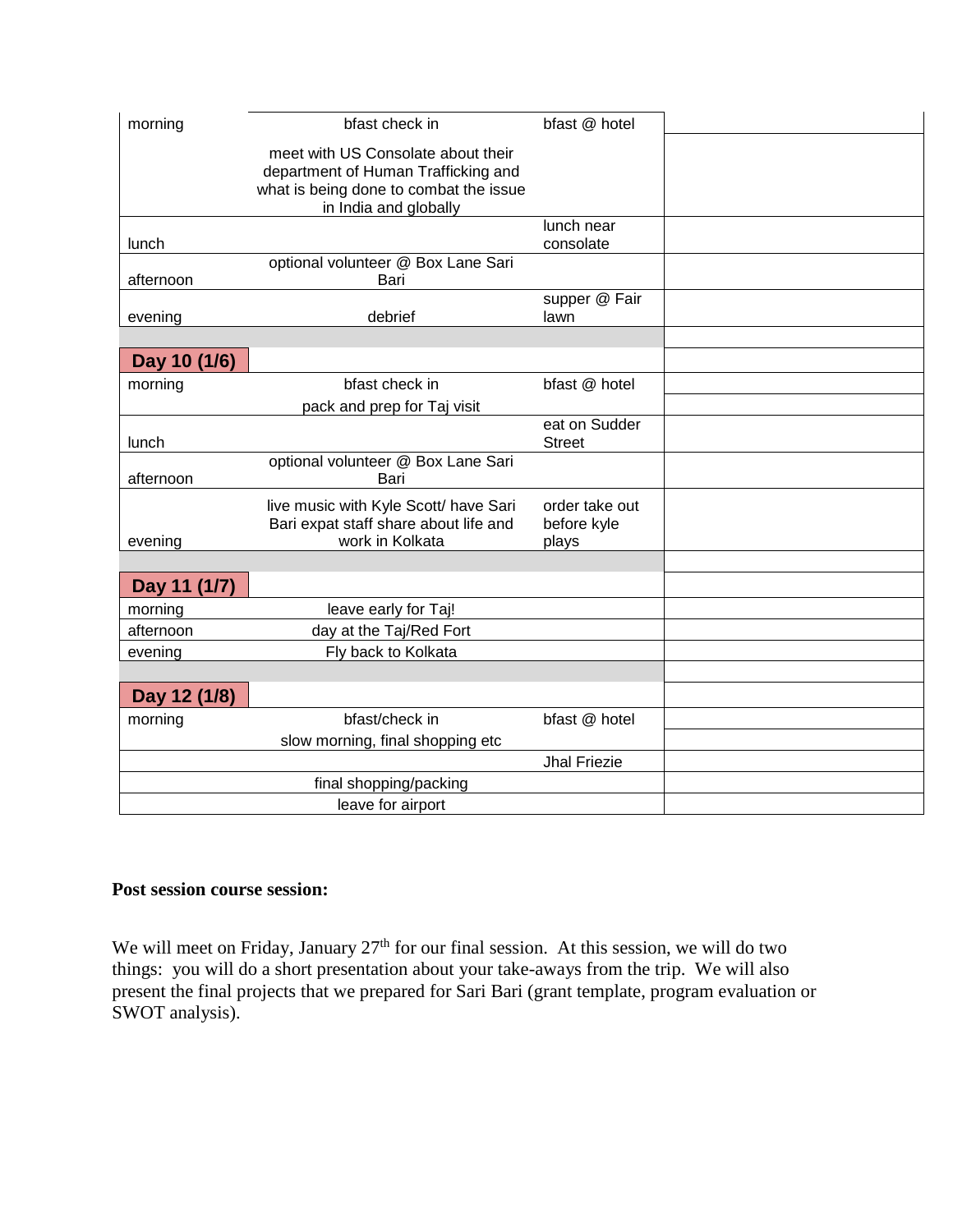| | | | |
|---|---|---|---|
| morning | bfast check in | bfast @ hotel | |
| | meet with US Consolate about their department of Human Trafficking and what is being done to combat the issue in India and globally | | |
| lunch | | lunch near consolate | |
| afternoon | optional volunteer @ Box Lane Sari Bari | | |
| evening | debrief | supper @ Fair lawn | |
| | | | |
| **Day 10 (1/6)** | | | |
| morning | bfast check in | bfast @ hotel | |
| | pack and prep for Taj visit | | |
| lunch | | eat on Sudder Street | |
| afternoon | optional volunteer @ Box Lane Sari Bari | | |
| evening | live music with Kyle Scott/ have Sari Bari expat staff share about life and work in Kolkata | order take out before kyle plays | |
| | | | |
| **Day 11 (1/7)** | | | |
| morning | leave early for Taj! | | |
| afternoon | day at the Taj/Red Fort | | |
| evening | Fly back to Kolkata | | |
| | | | |
| **Day 12 (1/8)** | | | |
| morning | bfast/check in | bfast @ hotel | |
| | slow morning, final shopping etc | | |
| | | Jhal Friezie | |
| | final shopping/packing | | |
| | leave for airport | | |

**Post session course session:**

We will meet on Friday, January 27th for our final session. At this session, we will do two things: you will do a short presentation about your take-aways from the trip. We will also present the final projects that we prepared for Sari Bari (grant template, program evaluation or SWOT analysis).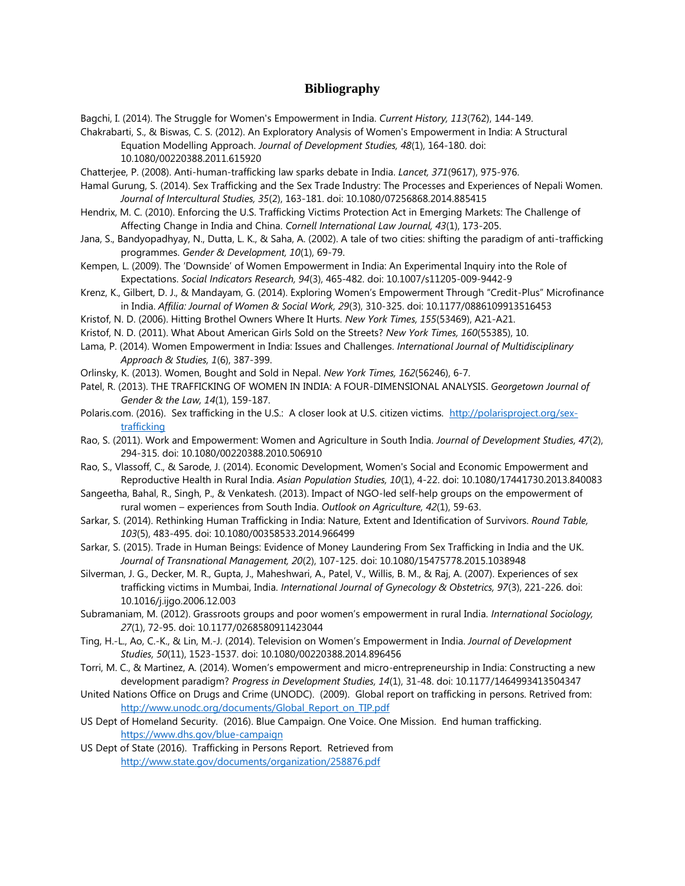# Bibliography

Bagchi, I. (2014). The Struggle for Women's Empowerment in India. *Current History, 113*(762), 144-149.

Chakrabarti, S., & Biswas, C. S. (2012). An Exploratory Analysis of Women's Empowerment in India: A Structural Equation Modelling Approach. *Journal of Development Studies, 48*(1), 164-180. doi: 10.1080/00220388.2011.615920

Chatterjee, P. (2008). Anti-human-trafficking law sparks debate in India. *Lancet, 371*(9617), 975-976.

Hamal Gurung, S. (2014). Sex Trafficking and the Sex Trade Industry: The Processes and Experiences of Nepali Women. *Journal of Intercultural Studies, 35*(2), 163-181. doi: 10.1080/07256868.2014.885415

Hendrix, M. C. (2010). Enforcing the U.S. Trafficking Victims Protection Act in Emerging Markets: The Challenge of Affecting Change in India and China. *Cornell International Law Journal, 43*(1), 173-205.

Jana, S., Bandyopadhyay, N., Dutta, L. K., & Saha, A. (2002). A tale of two cities: shifting the paradigm of anti-trafficking programmes. *Gender & Development, 10*(1), 69-79.

Kempen, L. (2009). The 'Downside' of Women Empowerment in India: An Experimental Inquiry into the Role of Expectations. *Social Indicators Research, 94*(3), 465-482. doi: 10.1007/s11205-009-9442-9

Krenz, K., Gilbert, D. J., & Mandayam, G. (2014). Exploring Women's Empowerment Through "Credit-Plus" Microfinance in India. *Affilia: Journal of Women & Social Work, 29*(3), 310-325. doi: 10.1177/0886109913516453

Kristof, N. D. (2006). Hitting Brothel Owners Where It Hurts. *New York Times, 155*(53469), A21-A21.

Kristof, N. D. (2011). What About American Girls Sold on the Streets? *New York Times, 160*(55385), 10.

Lama, P. (2014). Women Empowerment in India: Issues and Challenges. *International Journal of Multidisciplinary Approach & Studies, 1*(6), 387-399.

Orlinsky, K. (2013). Women, Bought and Sold in Nepal. *New York Times, 162*(56246), 6-7.

Patel, R. (2013). THE TRAFFICKING OF WOMEN IN INDIA: A FOUR-DIMENSIONAL ANALYSIS. *Georgetown Journal of Gender & the Law, 14*(1), 159-187.

Polaris.com. (2016). Sex trafficking in the U.S.: A closer look at U.S. citizen victims. http://polarisproject.org/sex-trafficking

Rao, S. (2011). Work and Empowerment: Women and Agriculture in South India. *Journal of Development Studies, 47*(2), 294-315. doi: 10.1080/00220388.2010.506910

Rao, S., Vlassoff, C., & Sarode, J. (2014). Economic Development, Women's Social and Economic Empowerment and Reproductive Health in Rural India. *Asian Population Studies, 10*(1), 4-22. doi: 10.1080/17441730.2013.840083

Sangeetha, Bahal, R., Singh, P., & Venkatesh. (2013). Impact of NGO-led self-help groups on the empowerment of rural women – experiences from South India. *Outlook on Agriculture, 42*(1), 59-63.

Sarkar, S. (2014). Rethinking Human Trafficking in India: Nature, Extent and Identification of Survivors. *Round Table, 103*(5), 483-495. doi: 10.1080/00358533.2014.966499

Sarkar, S. (2015). Trade in Human Beings: Evidence of Money Laundering From Sex Trafficking in India and the UK. *Journal of Transnational Management, 20*(2), 107-125. doi: 10.1080/15475778.2015.1038948

Silverman, J. G., Decker, M. R., Gupta, J., Maheshwari, A., Patel, V., Willis, B. M., & Raj, A. (2007). Experiences of sex trafficking victims in Mumbai, India. *International Journal of Gynecology & Obstetrics, 97*(3), 221-226. doi: 10.1016/j.ijgo.2006.12.003

Subramaniam, M. (2012). Grassroots groups and poor women's empowerment in rural India. *International Sociology, 27*(1), 72-95. doi: 10.1177/0268580911423044

Ting, H.-L., Ao, C.-K., & Lin, M.-J. (2014). Television on Women's Empowerment in India. *Journal of Development Studies, 50*(11), 1523-1537. doi: 10.1080/00220388.2014.896456

Torri, M. C., & Martinez, A. (2014). Women's empowerment and micro-entrepreneurship in India: Constructing a new development paradigm? *Progress in Development Studies, 14*(1), 31-48. doi: 10.1177/1464993413504347

United Nations Office on Drugs and Crime (UNODC). (2009). Global report on trafficking in persons. Retrived from: http://www.unodc.org/documents/Global_Report_on_TIP.pdf

US Dept of Homeland Security. (2016). Blue Campaign. One Voice. One Mission. End human trafficking. https://www.dhs.gov/blue-campaign

US Dept of State (2016). Trafficking in Persons Report. Retrieved from http://www.state.gov/documents/organization/258876.pdf